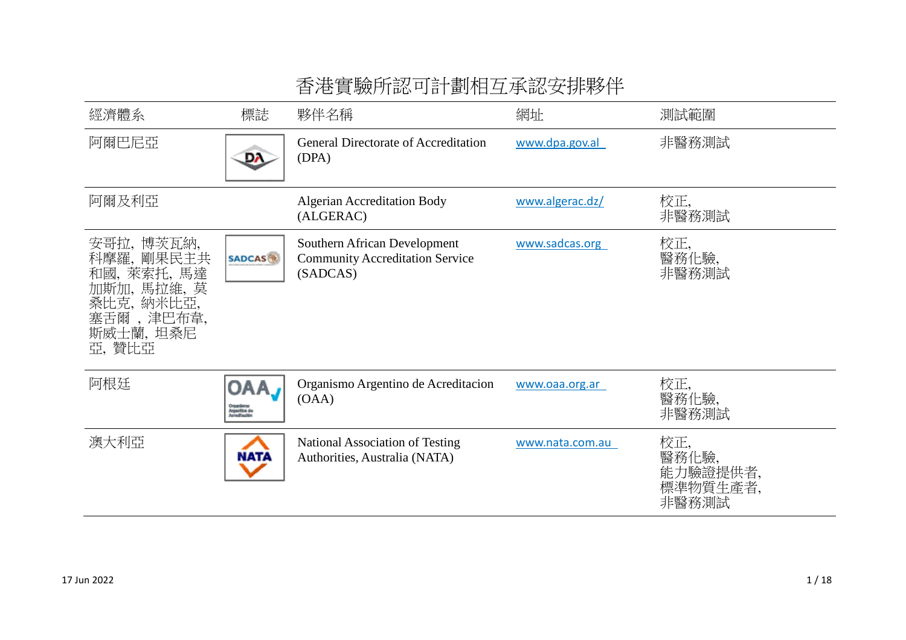# 香港實驗所認可計劃相互承認安排夥伴

| 經濟體系 | 標誌 | 夥伴名稱 | 網址 | 測試範圍 |
|---|---|---|---|---|
| 阿爾巴尼亞 | | General Directorate of Accreditation (DPA) | www.dpa.gov.al | 非醫務測試 |
| 阿爾及利亞 | | Algerian Accreditation Body (ALGERAC) | www.algerac.dz/ | 校正,<br>非醫務測試 |
| 安哥拉, 博茨瓦納, 科摩羅, 剛果民主共和國, 萊索托, 馬達加斯加, 馬拉維, 莫桑比克, 納米比亞, 塞舌爾 , 津巴布韋, 斯威士蘭, 坦桑尼亞, 贊比亞 | | Southern African Development Community Accreditation Service (SADCAS) | www.sadcas.org | 校正,<br>醫務化驗,<br>非醫務測試 |
| 阿根廷 | | Organismo Argentino de Acreditacion (OAA) | www.oaa.org.ar | 校正,<br>醫務化驗,<br>非醫務測試 |
| 澳大利亞 | | National Association of Testing Authorities, Australia (NATA) | www.nata.com.au | 校正,<br>醫務化驗,<br>能力驗證提供者,<br>標準物質生產者,<br>非醫務測試 |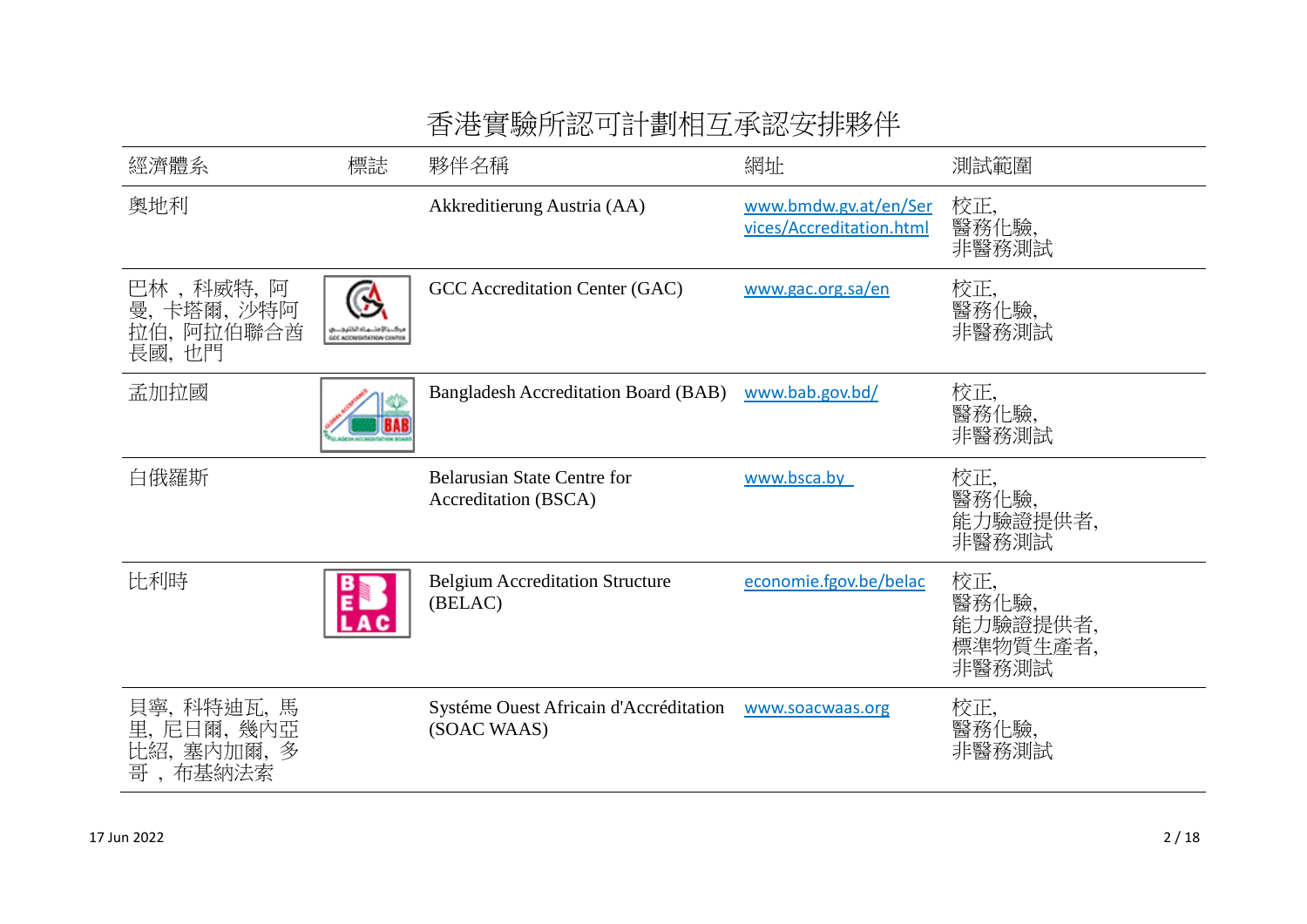# 香港實驗所認可計劃相互承認安排夥伴

| 經濟體系 | 標誌 | 夥伴名稱 | 網址 | 測試範圍 |
|---|---|---|---|---|
| 奧地利 | | Akkreditierung Austria (AA) | www.bmdw.gv.at/en/Services/Accreditation.html | 校正,<br>醫務化驗,<br>非醫務測試 |
| 巴林，科威特, 阿曼, 卡塔爾, 沙特阿拉伯, 阿拉伯聯合酋長國, 也門 | | GCC Accreditation Center (GAC) | www.gac.org.sa/en | 校正,<br>醫務化驗,<br>非醫務測試 |
| 孟加拉國 | | Bangladesh Accreditation Board (BAB) | www.bab.gov.bd/ | 校正,<br>醫務化驗,<br>非醫務測試 |
| 白俄羅斯 | | Belarusian State Centre for Accreditation (BSCA) | www.bsca.by | 校正,<br>醫務化驗,<br>能力驗證提供者,<br>非醫務測試 |
| 比利時 | | Belgium Accreditation Structure (BELAC) | economie.fgov.be/belac | 校正,<br>醫務化驗,<br>能力驗證提供者,<br>標準物質生產者,<br>非醫務測試 |
| 貝寧, 科特迪瓦, 馬里, 尼日爾, 幾內亞比紹, 塞內加爾, 多哥，布基納法索 | | Systéme Ouest Africain d'Accréditation (SOAC WAAS) | www.soacwaas.org | 校正,<br>醫務化驗,<br>非醫務測試 |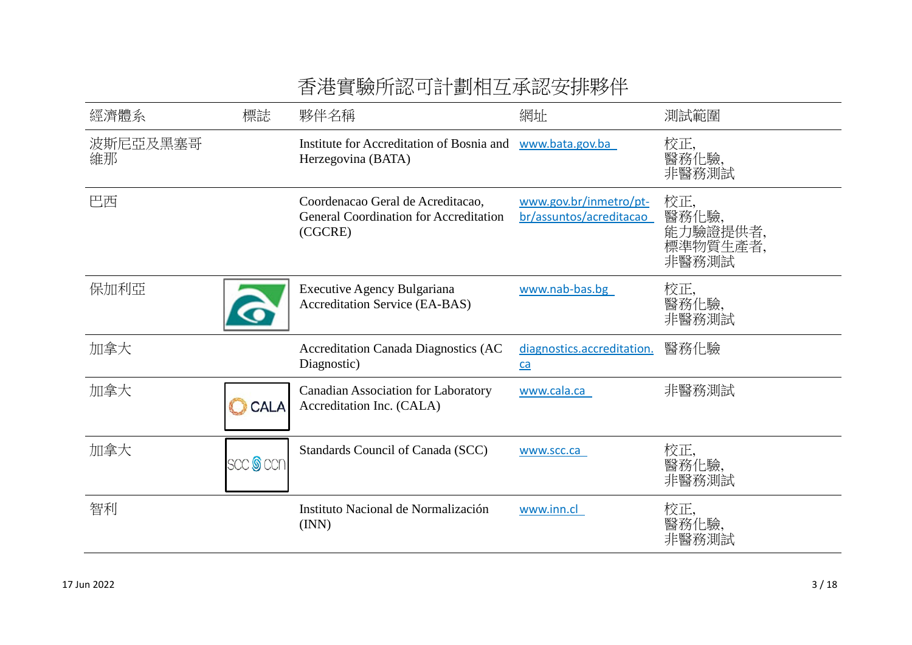# 香港實驗所認可計劃相互承認安排夥伴

| 經濟體系 | 標誌 | 夥伴名稱 | 網址 | 測試範圍 |
|---|---|---|---|---|
| 波斯尼亞及黑塞哥維那 | | Institute for Accreditation of Bosnia and Herzegovina (BATA) | www.bata.gov.ba | 校正,<br>醫務化驗,<br>非醫務測試 |
| 巴西 | | Coordenacao Geral de Acreditacao, General Coordination for Accreditation (CGCRE) | www.gov.br/inmetro/pt-br/assuntos/acreditacao | 校正,<br>醫務化驗,<br>能力驗證提供者,<br>標準物質生產者,<br>非醫務測試 |
| 保加利亞 | | Executive Agency Bulgariana Accreditation Service (EA-BAS) | www.nab-bas.bg | 校正,<br>醫務化驗,<br>非醫務測試 |
| 加拿大 | | Accreditation Canada Diagnostics (AC Diagnostic) | diagnostics.accreditation.ca | 醫務化驗 |
| 加拿大 | CALA | Canadian Association for Laboratory Accreditation Inc. (CALA) | www.cala.ca | 非醫務測試 |
| 加拿大 | scc ccn | Standards Council of Canada (SCC) | www.scc.ca | 校正,<br>醫務化驗,<br>非醫務測試 |
| 智利 | | Instituto Nacional de Normalización (INN) | www.inn.cl | 校正,<br>醫務化驗,<br>非醫務測試 |

17 Jun 2022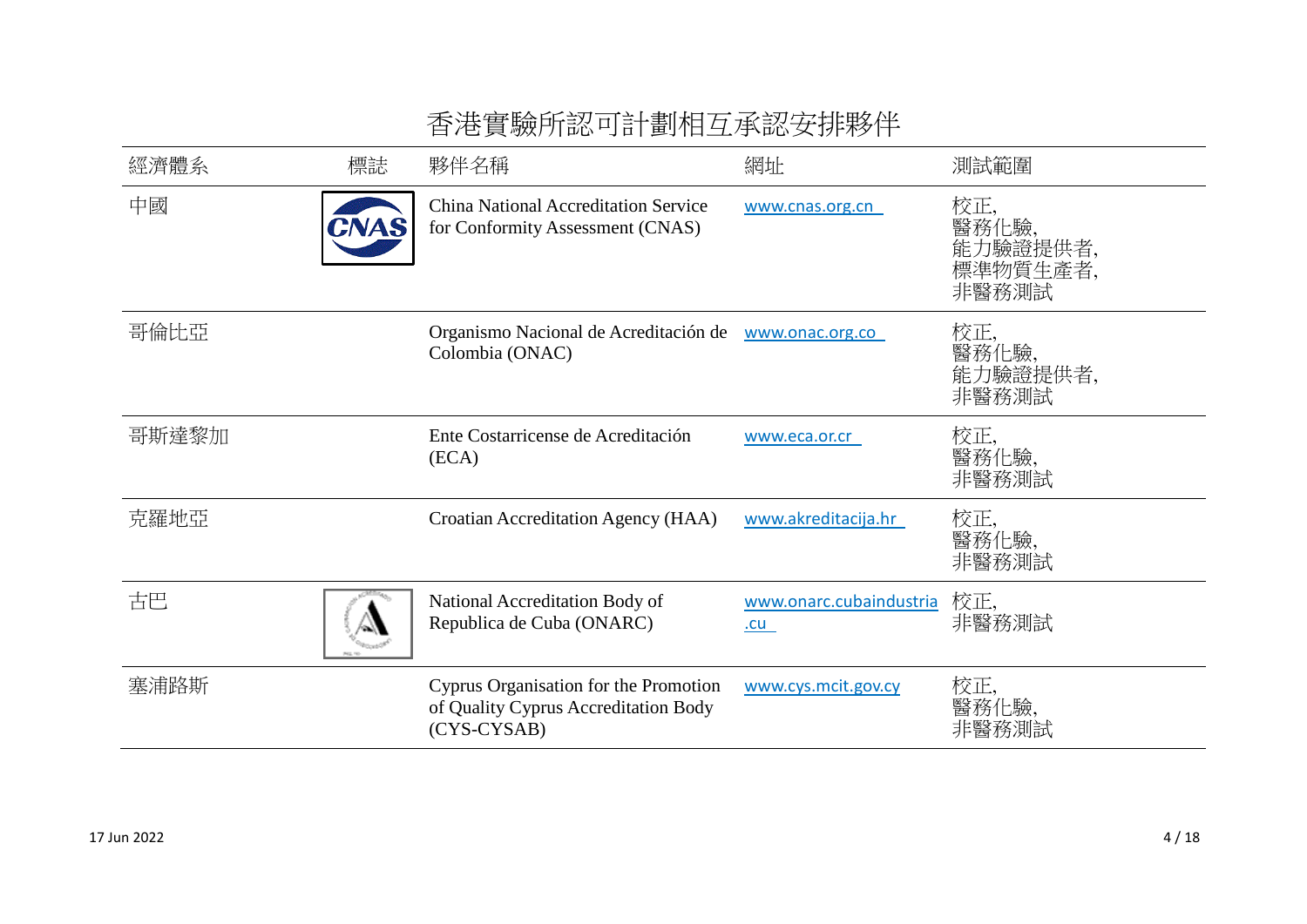# 香港實驗所認可計劃相互承認安排夥伴

| 經濟體系 | 標誌 | 夥伴名稱 | 網址 | 測試範圍 |
|---|---|---|---|---|
| 中國 | | China National Accreditation Service for Conformity Assessment (CNAS) | www.cnas.org.cn | 校正,<br>醫務化驗,<br>能力驗證提供者,<br>標準物質生產者,<br>非醫務測試 |
| 哥倫比亞 | | Organismo Nacional de Acreditación de Colombia (ONAC) | www.onac.org.co | 校正,<br>醫務化驗,<br>能力驗證提供者,<br>非醫務測試 |
| 哥斯達黎加 | | Ente Costarricense de Acreditación (ECA) | www.eca.or.cr | 校正,<br>醫務化驗,<br>非醫務測試 |
| 克羅地亞 | | Croatian Accreditation Agency (HAA) | www.akreditacija.hr | 校正,<br>醫務化驗,<br>非醫務測試 |
| 古巴 | | National Accreditation Body of Republica de Cuba (ONARC) | www.onarc.cubaindustria.cu | 校正,<br>非醫務測試 |
| 塞浦路斯 | | Cyprus Organisation for the Promotion of Quality Cyprus Accreditation Body (CYS-CYSAB) | www.cys.mcit.gov.cy | 校正,<br>醫務化驗,<br>非醫務測試 |

17 Jun 2022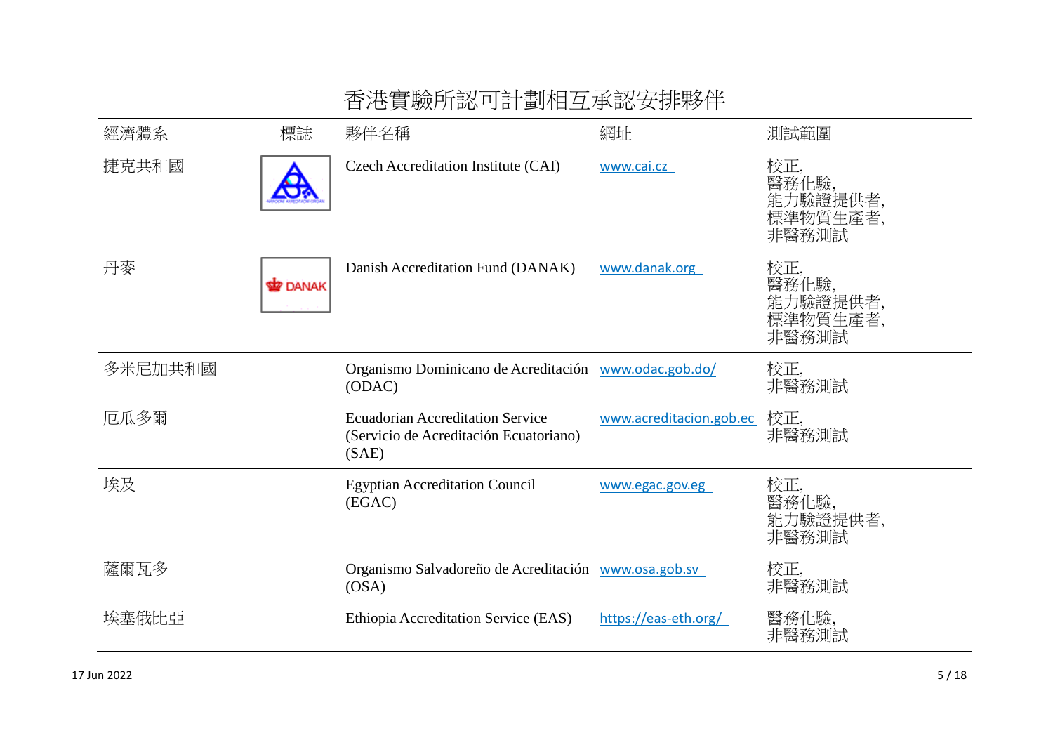# 香港實驗所認可計劃相互承認安排夥伴

| 經濟體系 | 標誌 | 夥伴名稱 | 網址 | 測試範圍 |
| --- | --- | --- | --- | --- |
| 捷克共和國 | | Czech Accreditation Institute (CAI) | www.cai.cz | 校正,<br>醫務化驗,<br>能力驗證提供者,<br>標準物質生產者,<br>非醫務測試 |
| 丹麥 | DANAK | Danish Accreditation Fund (DANAK) | www.danak.org | 校正,<br>醫務化驗,<br>能力驗證提供者,<br>標準物質生產者,<br>非醫務測試 |
| 多米尼加共和國 | | Organismo Dominicano de Acreditación (ODAC) | www.odac.gob.do/ | 校正,<br>非醫務測試 |
| 厄瓜多爾 | | Ecuadorian Accreditation Service (Servicio de Acreditación Ecuatoriano) (SAE) | www.acreditacion.gob.ec | 校正,<br>非醫務測試 |
| 埃及 | | Egyptian Accreditation Council (EGAC) | www.egac.gov.eg | 校正,<br>醫務化驗,<br>能力驗證提供者,<br>非醫務測試 |
| 薩爾瓦多 | | Organismo Salvadoreño de Acreditación (OSA) | www.osa.gob.sv | 校正,<br>非醫務測試 |
| 埃塞俄比亞 | | Ethiopia Accreditation Service (EAS) | https://eas-eth.org/ | 醫務化驗,<br>非醫務測試 |

17 Jun 2022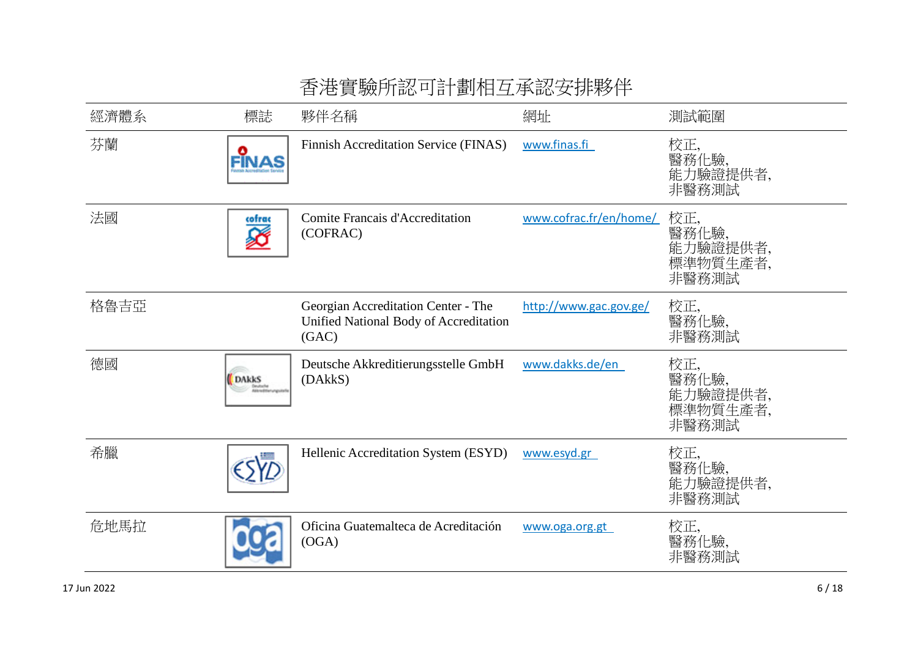# 香港實驗所認可計劃相互承認安排夥伴

| 經濟體系 | 標誌 | 夥伴名稱 | 網址 | 測試範圍 |
|---|---|---|---|---|
| 芬蘭 | | Finnish Accreditation Service (FINAS) | www.finas.fi | 校正,<br>醫務化驗,<br>能力驗證提供者,<br>非醫務測試 |
| 法國 | | Comite Francais d'Accreditation (COFRAC) | www.cofrac.fr/en/home/ | 校正,<br>醫務化驗,<br>能力驗證提供者,<br>標準物質生產者,<br>非醫務測試 |
| 格魯吉亞 | | Georgian Accreditation Center - The Unified National Body of Accreditation (GAC) | http://www.gac.gov.ge/ | 校正,<br>醫務化驗,<br>非醫務測試 |
| 德國 | | Deutsche Akkreditierungsstelle GmbH (DAkkS) | www.dakks.de/en | 校正,<br>醫務化驗,<br>能力驗證提供者,<br>標準物質生產者,<br>非醫務測試 |
| 希臘 | | Hellenic Accreditation System (ESYD) | www.esyd.gr | 校正,<br>醫務化驗,<br>能力驗證提供者,<br>非醫務測試 |
| 危地馬拉 | | Oficina Guatemalteca de Acreditación (OGA) | www.oga.org.gt | 校正,<br>醫務化驗,<br>非醫務測試 |

17 Jun 2022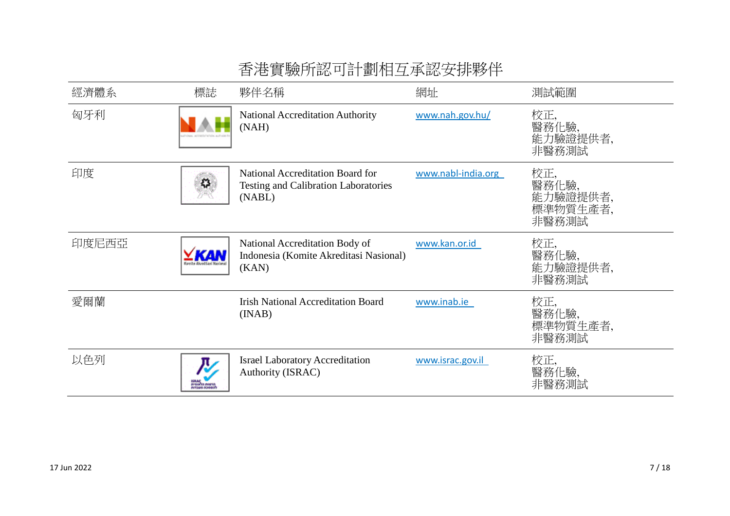# 香港實驗所認可計劃相互承認安排夥伴

| 經濟體系 | 標誌 | 夥伴名稱 | 網址 | 測試範圍 |
| --- | --- | --- | --- | --- |
| 匈牙利 | | National Accreditation Authority (NAH) | www.nah.gov.hu/ | 校正,<br>醫務化驗,<br>能力驗證提供者,<br>非醫務測試 |
| 印度 | | National Accreditation Board for Testing and Calibration Laboratories (NABL) | www.nabl-india.org | 校正,<br>醫務化驗,<br>能力驗證提供者,<br>標準物質生產者,<br>非醫務測試 |
| 印度尼西亞 | | National Accreditation Body of Indonesia (Komite Akreditasi Nasional) (KAN) | www.kan.or.id | 校正,<br>醫務化驗,<br>能力驗證提供者,<br>非醫務測試 |
| 愛爾蘭 | | Irish National Accreditation Board (INAB) | www.inab.ie | 校正,<br>醫務化驗,<br>標準物質生產者,<br>非醫務測試 |
| 以色列 | | Israel Laboratory Accreditation Authority (ISRAC) | www.israc.gov.il | 校正,<br>醫務化驗,<br>非醫務測試 |

17 Jun 2022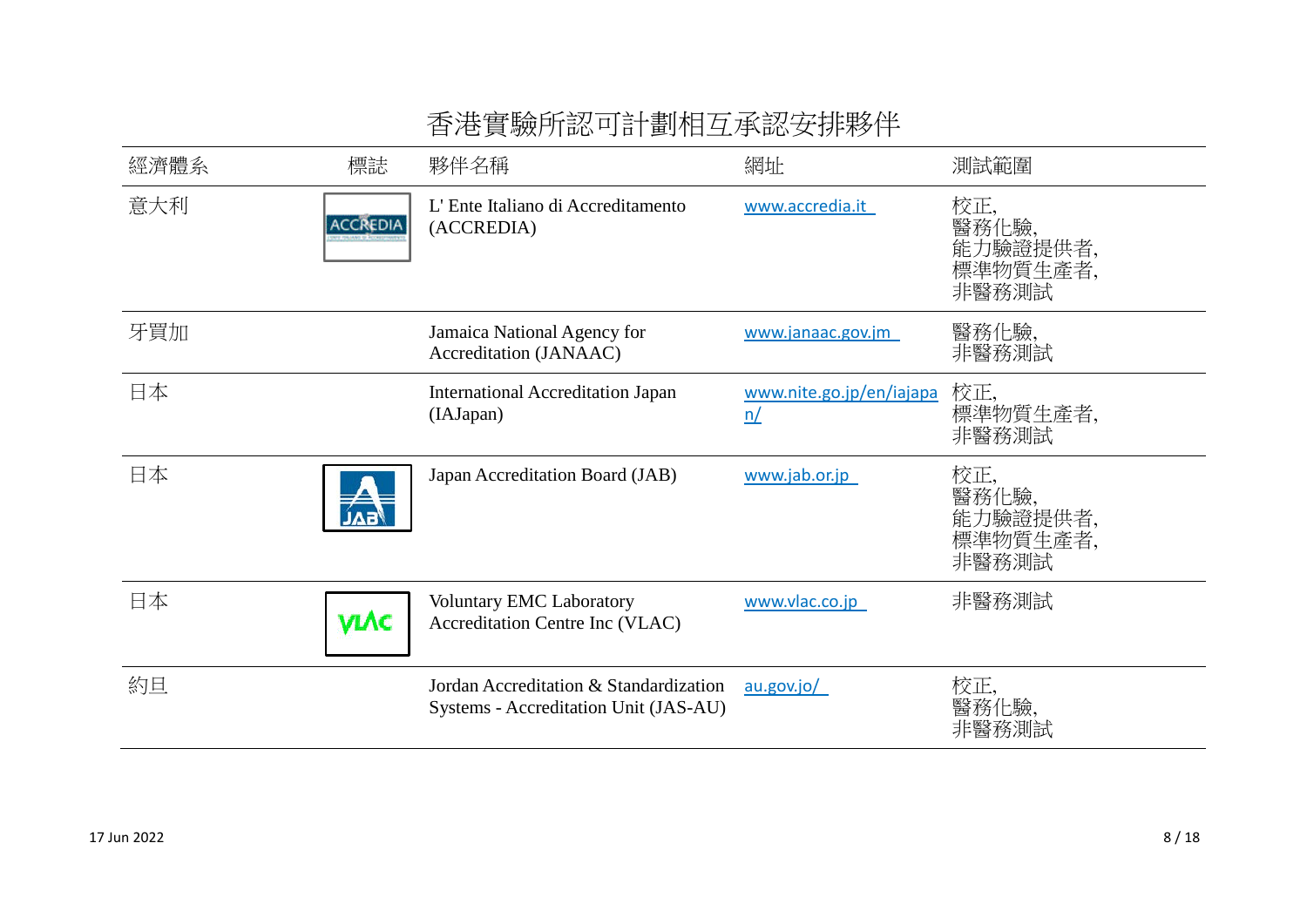# 香港實驗所認可計劃相互承認安排夥伴

| 經濟體系 | 標誌 | 夥伴名稱 | 網址 | 測試範圍 |
|---|---|---|---|---|
| 意大利 | | L' Ente Italiano di Accreditamento (ACCREDIA) | www.accredia.it | 校正,<br>醫務化驗,<br>能力驗證提供者,<br>標準物質生產者,<br>非醫務測試 |
| 牙買加 | | Jamaica National Agency for Accreditation (JANAAC) | www.janaac.gov.jm | 醫務化驗,<br>非醫務測試 |
| 日本 | | International Accreditation Japan (IAJapan) | www.nite.go.jp/en/iajapan/ | 校正,<br>標準物質生產者,<br>非醫務測試 |
| 日本 | | Japan Accreditation Board (JAB) | www.jab.or.jp | 校正,<br>醫務化驗,<br>能力驗證提供者,<br>標準物質生產者,<br>非醫務測試 |
| 日本 | | Voluntary EMC Laboratory Accreditation Centre Inc (VLAC) | www.vlac.co.jp | 非醫務測試 |
| 約旦 | | Jordan Accreditation & Standardization Systems - Accreditation Unit (JAS-AU) | au.gov.jo/ | 校正,<br>醫務化驗,<br>非醫務測試 |

17 Jun 2022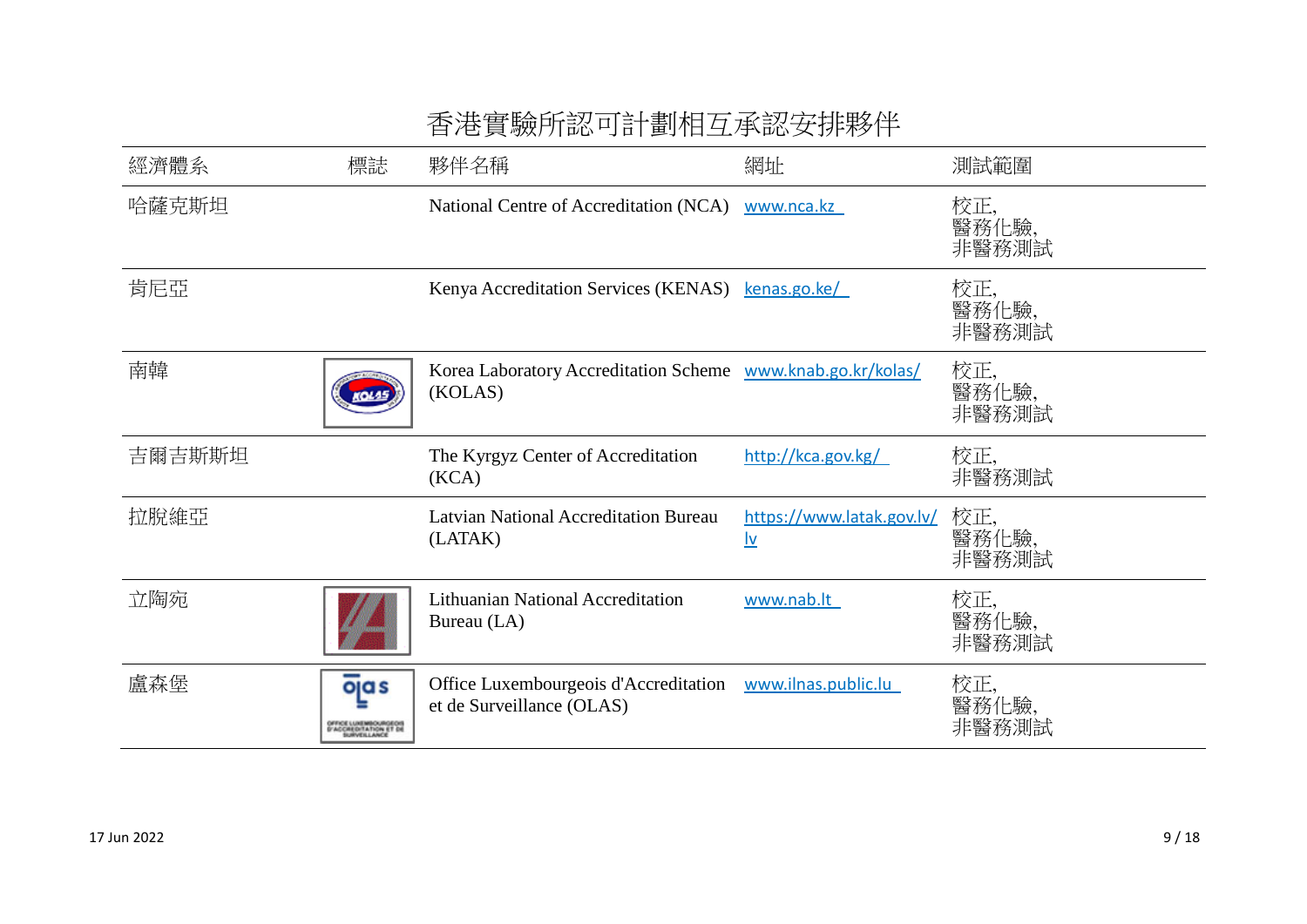# 香港實驗所認可計劃相互承認安排夥伴

| 經濟體系 | 標誌 | 夥伴名稱 | 網址 | 測試範圍 |
|---|---|---|---|---|
| 哈薩克斯坦 | | National Centre of Accreditation (NCA) | www.nca.kz | 校正,<br>醫務化驗,<br>非醫務測試 |
| 肯尼亞 | | Kenya Accreditation Services (KENAS) | kenas.go.ke/ | 校正,<br>醫務化驗,<br>非醫務測試 |
| 南韓 | | Korea Laboratory Accreditation Scheme (KOLAS) | www.knab.go.kr/kolas/ | 校正,<br>醫務化驗,<br>非醫務測試 |
| 吉爾吉斯斯坦 | | The Kyrgyz Center of Accreditation (KCA) | http://kca.gov.kg/ | 校正,<br>非醫務測試 |
| 拉脫維亞 | | Latvian National Accreditation Bureau (LATAK) | https://www.latak.gov.lv/lv | 校正,<br>醫務化驗,<br>非醫務測試 |
| 立陶宛 | | Lithuanian National Accreditation Bureau (LA) | www.nab.lt | 校正,<br>醫務化驗,<br>非醫務測試 |
| 盧森堡 | | Office Luxembourgeois d'Accreditation et de Surveillance (OLAS) | www.ilnas.public.lu | 校正,<br>醫務化驗,<br>非醫務測試 |

17 Jun 2022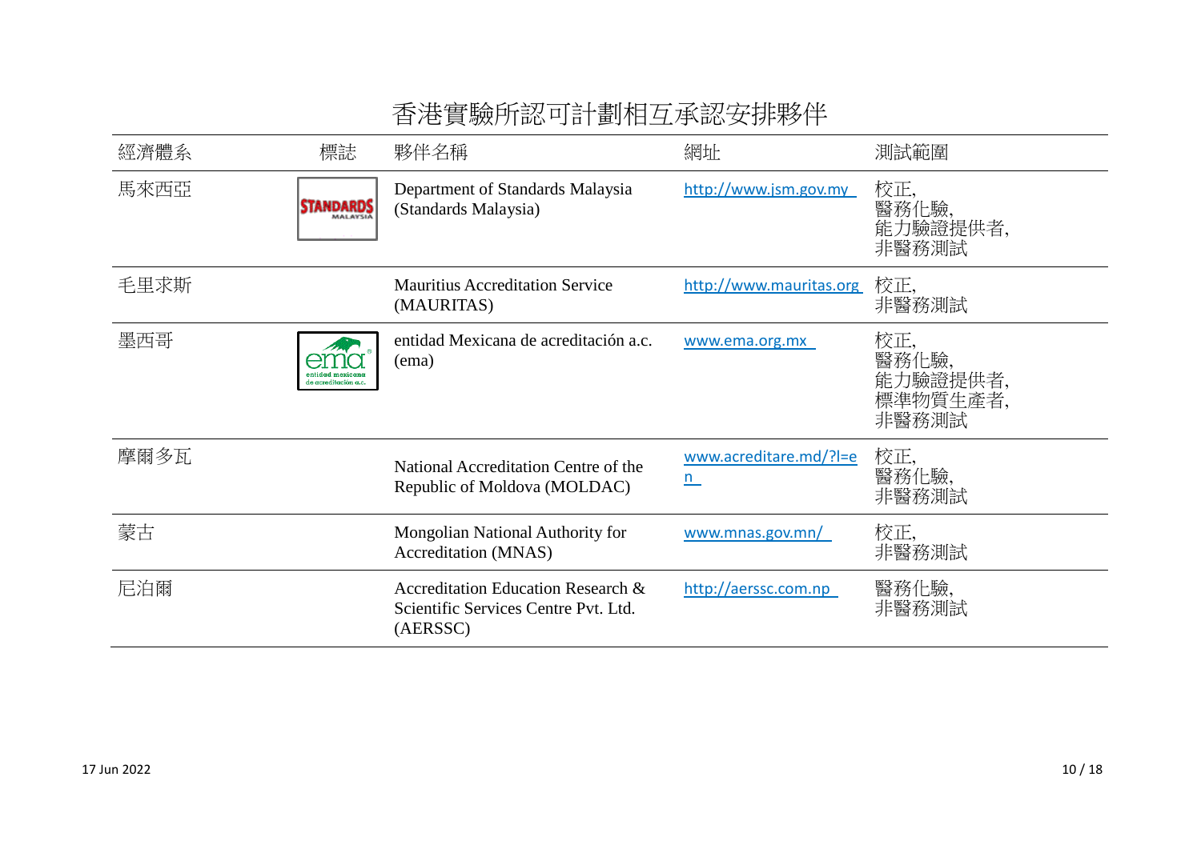# 香港實驗所認可計劃相互承認安排夥伴

| 經濟體系 | 標誌 | 夥伴名稱 | 網址 | 測試範圍 |
|---|---|---|---|---|
| 馬來西亞 | STANDARDS MALAYSIA | Department of Standards Malaysia (Standards Malaysia) | http://www.jsm.gov.my | 校正, 醫務化驗, 能力驗證提供者, 非醫務測試 |
| 毛里求斯 | | Mauritius Accreditation Service (MAURITAS) | http://www.mauritas.org | 校正, 非醫務測試 |
| 墨西哥 | ema entidad mexicana de acreditación a.c. | entidad Mexicana de acreditación a.c. (ema) | www.ema.org.mx | 校正, 醫務化驗, 能力驗證提供者, 標準物質生產者, 非醫務測試 |
| 摩爾多瓦 | | National Accreditation Centre of the Republic of Moldova (MOLDAC) | www.acreditare.md/?l=en | 校正, 醫務化驗, 非醫務測試 |
| 蒙古 | | Mongolian National Authority for Accreditation (MNAS) | www.mnas.gov.mn/ | 校正, 非醫務測試 |
| 尼泊爾 | | Accreditation Education Research & Scientific Services Centre Pvt. Ltd. (AERSSC) | http://aerssc.com.np | 醫務化驗, 非醫務測試 |

17 Jun 2022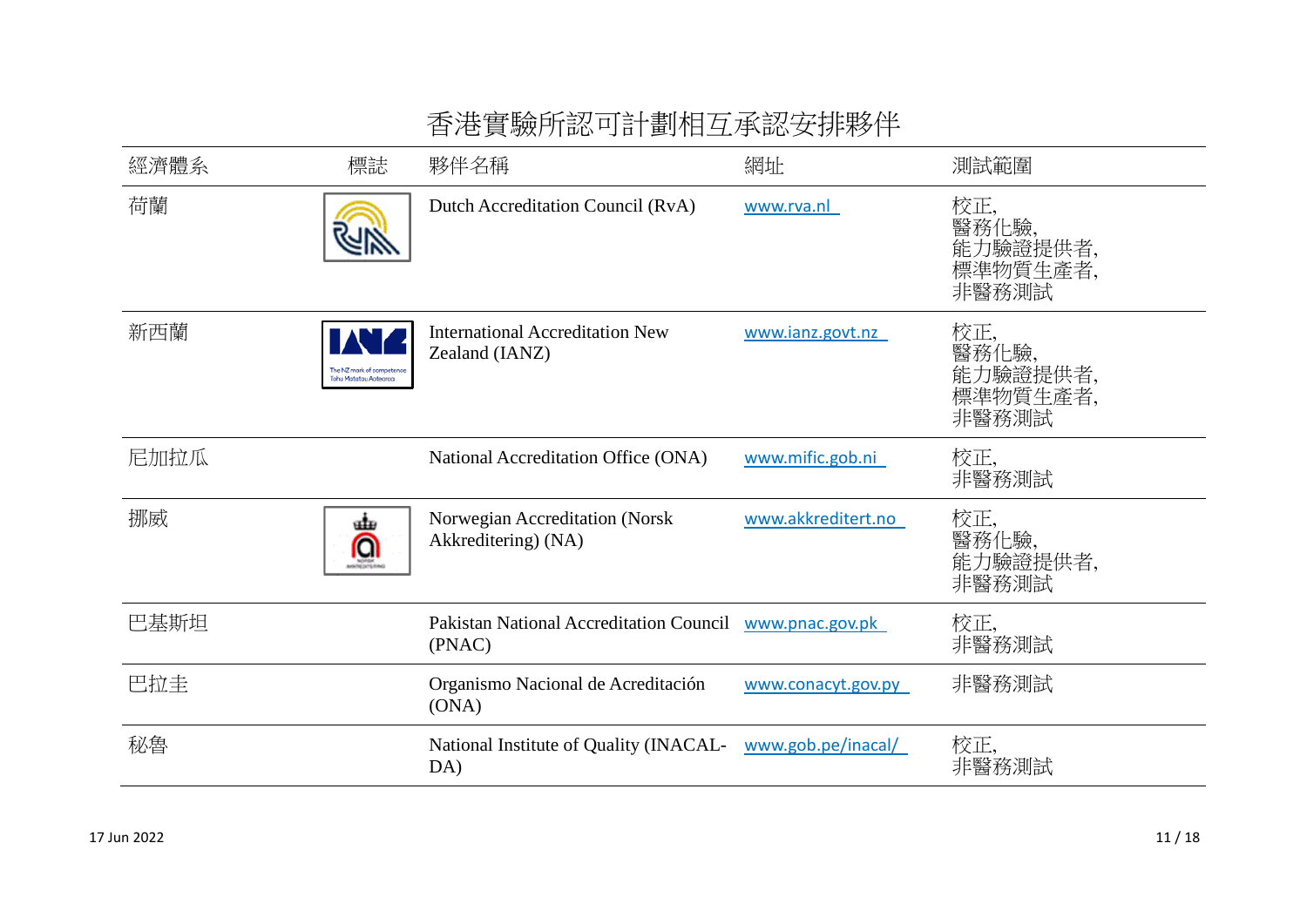# 香港實驗所認可計劃相互承認安排夥伴

| 經濟體系 | 標誌 | 夥伴名稱 | 網址 | 測試範圍 |
|---|---|---|---|---|
| 荷蘭 | | Dutch Accreditation Council (RvA) | www.rva.nl | 校正, 醫務化驗, 能力驗證提供者, 標準物質生產者, 非醫務測試 |
| 新西蘭 | | International Accreditation New Zealand (IANZ) | www.ianz.govt.nz | 校正, 醫務化驗, 能力驗證提供者, 標準物質生產者, 非醫務測試 |
| 尼加拉瓜 | | National Accreditation Office (ONA) | www.mific.gob.ni | 校正, 非醫務測試 |
| 挪威 | | Norwegian Accreditation (Norsk Akkreditering) (NA) | www.akkreditert.no | 校正, 醫務化驗, 能力驗證提供者, 非醫務測試 |
| 巴基斯坦 | | Pakistan National Accreditation Council (PNAC) | www.pnac.gov.pk | 校正, 非醫務測試 |
| 巴拉圭 | | Organismo Nacional de Acreditación (ONA) | www.conacyt.gov.py | 非醫務測試 |
| 秘魯 | | National Institute of Quality (INACAL-DA) | www.gob.pe/inacal/ | 校正, 非醫務測試 |

17 Jun 2022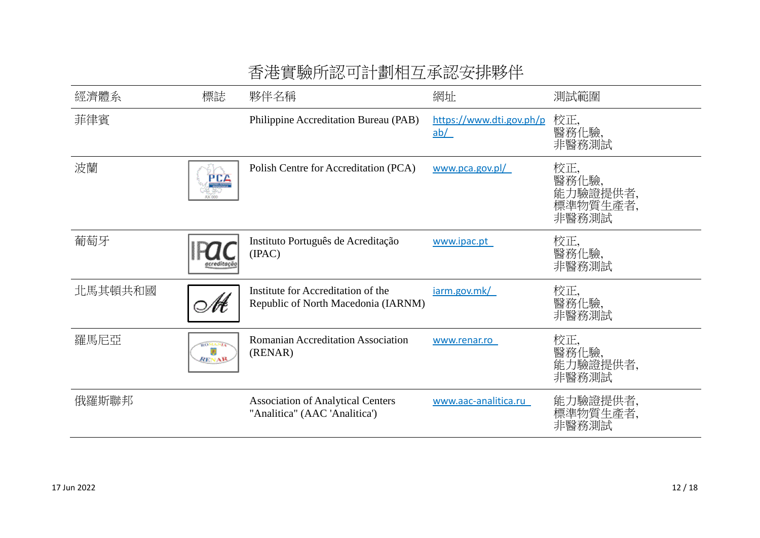# 香港實驗所認可計劃相互承認安排夥伴

| 經濟體系 | 標誌 | 夥伴名稱 | 網址 | 測試範圍 |
|---|---|---|---|---|
| 菲律賓 | | Philippine Accreditation Bureau (PAB) | https://www.dti.gov.ph/pab/ | 校正,<br>醫務化驗,<br>非醫務測試 |
| 波蘭 | | Polish Centre for Accreditation (PCA) | www.pca.gov.pl/ | 校正,<br>醫務化驗,<br>能力驗證提供者,<br>標準物質生產者,<br>非醫務測試 |
| 葡萄牙 | | Instituto Português de Acreditação (IPAC) | www.ipac.pt | 校正,<br>醫務化驗,<br>非醫務測試 |
| 北馬其頓共和國 | | Institute for Accreditation of the Republic of North Macedonia (IARNM) | iarm.gov.mk/ | 校正,<br>醫務化驗,<br>非醫務測試 |
| 羅馬尼亞 | | Romanian Accreditation Association (RENAR) | www.renar.ro | 校正,<br>醫務化驗,<br>能力驗證提供者,<br>非醫務測試 |
| 俄羅斯聯邦 | | Association of Analytical Centers "Analitica" (AAC 'Analitica') | www.aac-analitica.ru | 能力驗證提供者,<br>標準物質生產者,<br>非醫務測試 |

17 Jun 2022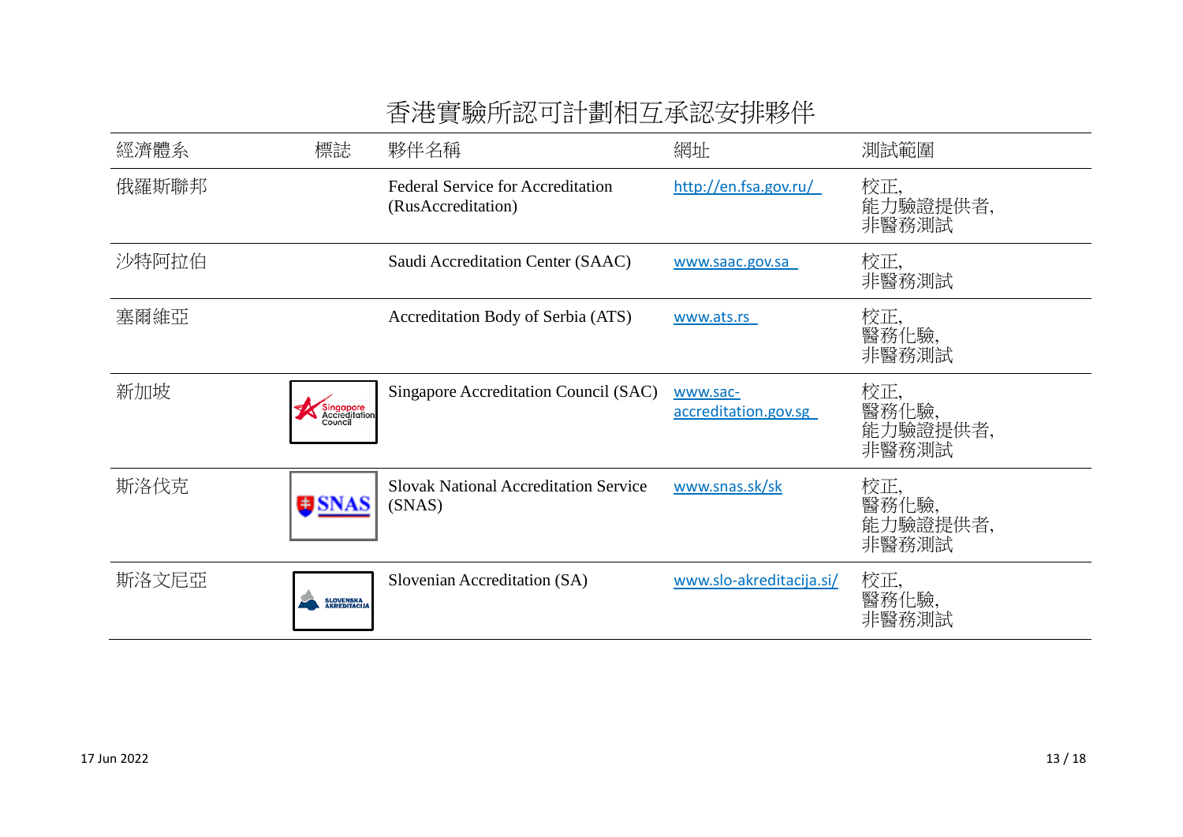# 香港實驗所認可計劃相互承認安排夥伴

| 經濟體系 | 標誌 | 夥伴名稱 | 網址 | 測試範圍 |
|---|---|---|---|---|
| 俄羅斯聯邦 | | Federal Service for Accreditation (RusAccreditation) | http://en.fsa.gov.ru/ | 校正,<br>能力驗證提供者,<br>非醫務測試 |
| 沙特阿拉伯 | | Saudi Accreditation Center (SAAC) | www.saac.gov.sa | 校正,<br>非醫務測試 |
| 塞爾維亞 | | Accreditation Body of Serbia (ATS) | www.ats.rs | 校正,<br>醫務化驗,<br>非醫務測試 |
| 新加坡 | Singapore Accreditation Council | Singapore Accreditation Council (SAC) | www.sac-accreditation.gov.sg | 校正,<br>醫務化驗,<br>能力驗證提供者,<br>非醫務測試 |
| 斯洛伐克 | SNAS | Slovak National Accreditation Service (SNAS) | www.snas.sk/sk | 校正,<br>醫務化驗,<br>能力驗證提供者,<br>非醫務測試 |
| 斯洛文尼亞 | SLOVENSKA AKREDITACIJA | Slovenian Accreditation (SA) | www.slo-akreditacija.si/ | 校正,<br>醫務化驗,<br>非醫務測試 |

17 Jun 2022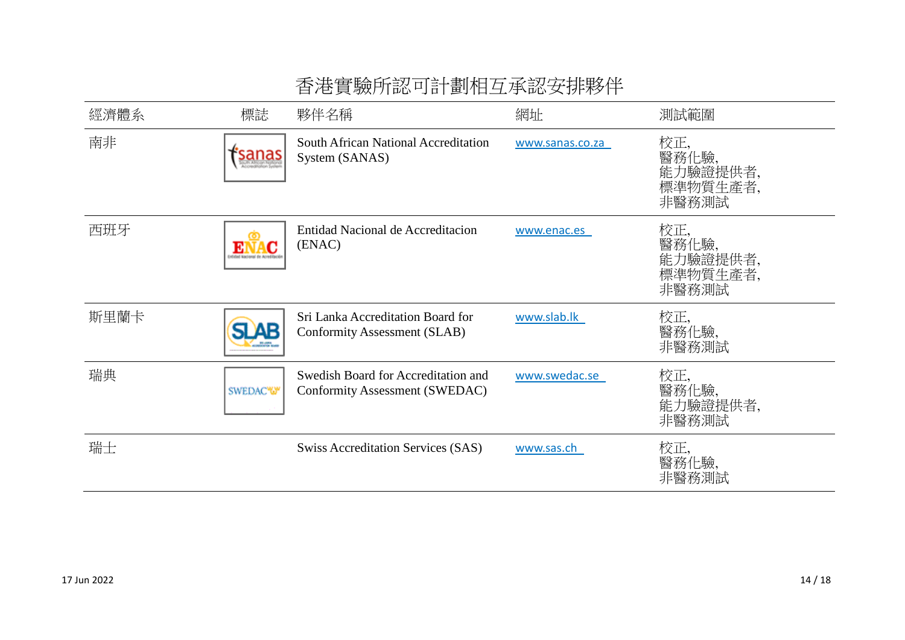# 香港實驗所認可計劃相互承認安排夥伴

| 經濟體系 | 標誌 | 夥伴名稱 | 網址 | 測試範圍 |
|---|---|---|---|---|
| 南非 | | South African National Accreditation System (SANAS) | www.sanas.co.za | 校正,<br>醫務化驗,<br>能力驗證提供者,<br>標準物質生產者,<br>非醫務測試 |
| 西班牙 | | Entidad Nacional de Accreditacion (ENAC) | www.enac.es | 校正,<br>醫務化驗,<br>能力驗證提供者,<br>標準物質生產者,<br>非醫務測試 |
| 斯里蘭卡 | | Sri Lanka Accreditation Board for Conformity Assessment (SLAB) | www.slab.lk | 校正,<br>醫務化驗,<br>非醫務測試 |
| 瑞典 | | Swedish Board for Accreditation and Conformity Assessment (SWEDAC) | www.swedac.se | 校正,<br>醫務化驗,<br>能力驗證提供者,<br>非醫務測試 |
| 瑞士 | | Swiss Accreditation Services (SAS) | www.sas.ch | 校正,<br>醫務化驗,<br>非醫務測試 |

17 Jun 2022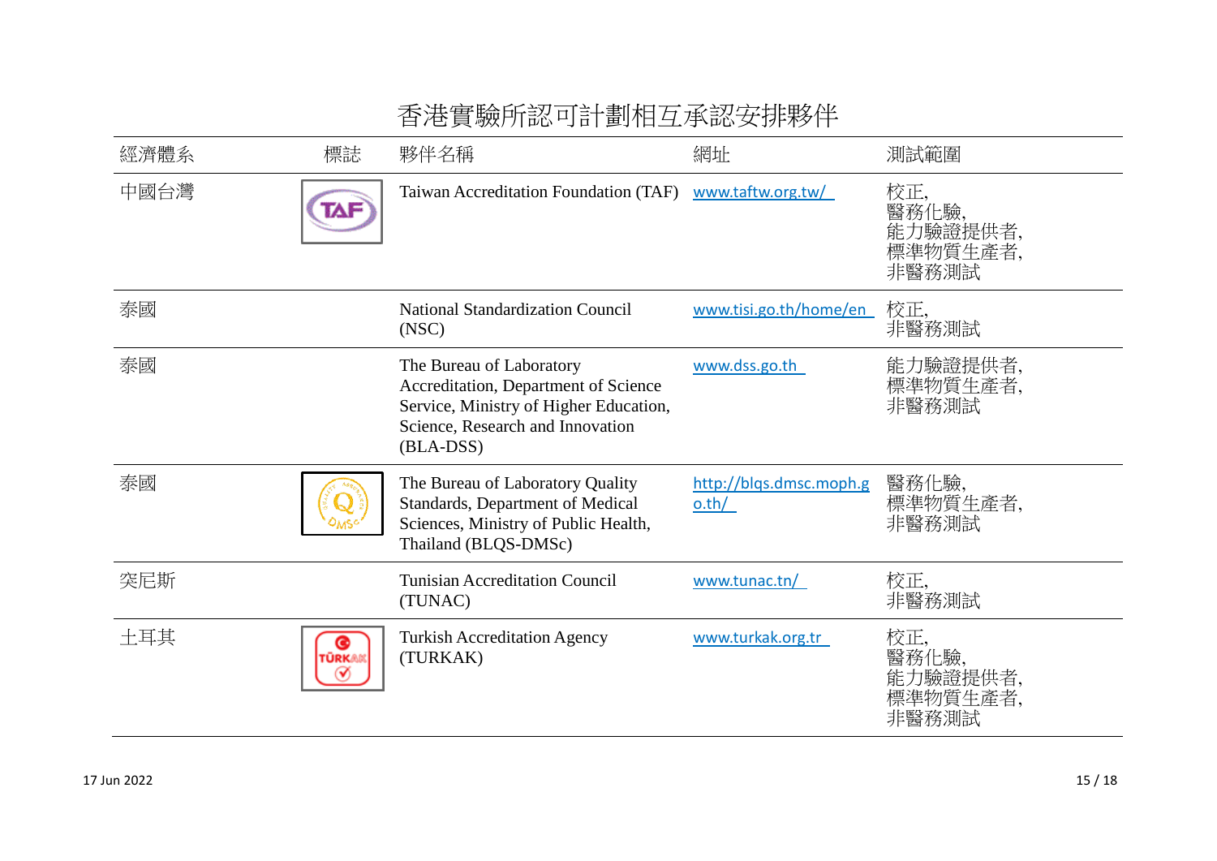# 香港實驗所認可計劃相互承認安排夥伴

| 經濟體系 | 標誌 | 夥伴名稱 | 網址 | 測試範圍 |
|---|---|---|---|---|
| 中國台灣 | | Taiwan Accreditation Foundation (TAF) | www.taftw.org.tw/ | 校正, 醫務化驗, 能力驗證提供者, 標準物質生產者, 非醫務測試 |
| 泰國 | | National Standardization Council (NSC) | www.tisi.go.th/home/en | 校正, 非醫務測試 |
| 泰國 | | The Bureau of Laboratory Accreditation, Department of Science Service, Ministry of Higher Education, Science, Research and Innovation (BLA-DSS) | www.dss.go.th | 能力驗證提供者, 標準物質生產者, 非醫務測試 |
| 泰國 | | The Bureau of Laboratory Quality Standards, Department of Medical Sciences, Ministry of Public Health, Thailand (BLQS-DMSc) | http://blqs.dmsc.moph.go.th/ | 醫務化驗, 標準物質生產者, 非醫務測試 |
| 突尼斯 | | Tunisian Accreditation Council (TUNAC) | www.tunac.tn/ | 校正, 非醫務測試 |
| 土耳其 | | Turkish Accreditation Agency (TURKAK) | www.turkak.org.tr | 校正, 醫務化驗, 能力驗證提供者, 標準物質生產者, 非醫務測試 |

17 Jun 2022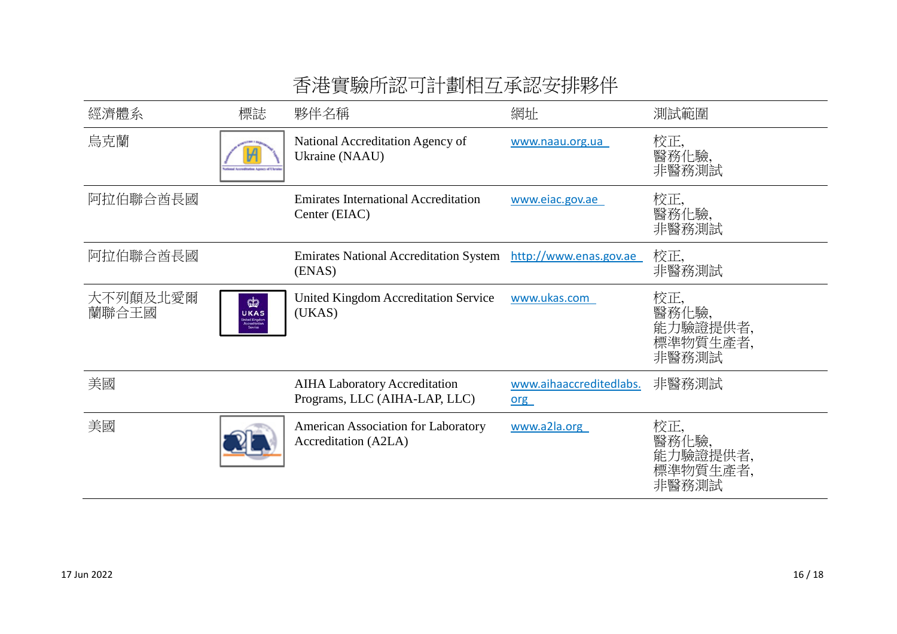# 香港實驗所認可計劃相互承認安排夥伴

| 經濟體系 | 標誌 | 夥伴名稱 | 網址 | 測試範圍 |
|---|---|---|---|---|
| 烏克蘭 | | National Accreditation Agency of Ukraine (NAAU) | www.naau.org.ua | 校正,<br>醫務化驗,<br>非醫務測試 |
| 阿拉伯聯合酋長國 | | Emirates International Accreditation Center (EIAC) | www.eiac.gov.ae | 校正,<br>醫務化驗,<br>非醫務測試 |
| 阿拉伯聯合酋長國 | | Emirates National Accreditation System (ENAS) | http://www.enas.gov.ae | 校正,<br>非醫務測試 |
| 大不列顛及北愛爾蘭聯合王國 | | United Kingdom Accreditation Service (UKAS) | www.ukas.com | 校正,<br>醫務化驗,<br>能力驗證提供者,<br>標準物質生產者,<br>非醫務測試 |
| 美國 | | AIHA Laboratory Accreditation Programs, LLC (AIHA-LAP, LLC) | www.aihaaccreditedlabs.org | 非醫務測試 |
| 美國 | | American Association for Laboratory Accreditation (A2LA) | www.a2la.org | 校正,<br>醫務化驗,<br>能力驗證提供者,<br>標準物質生產者,<br>非醫務測試 |

17 Jun 2022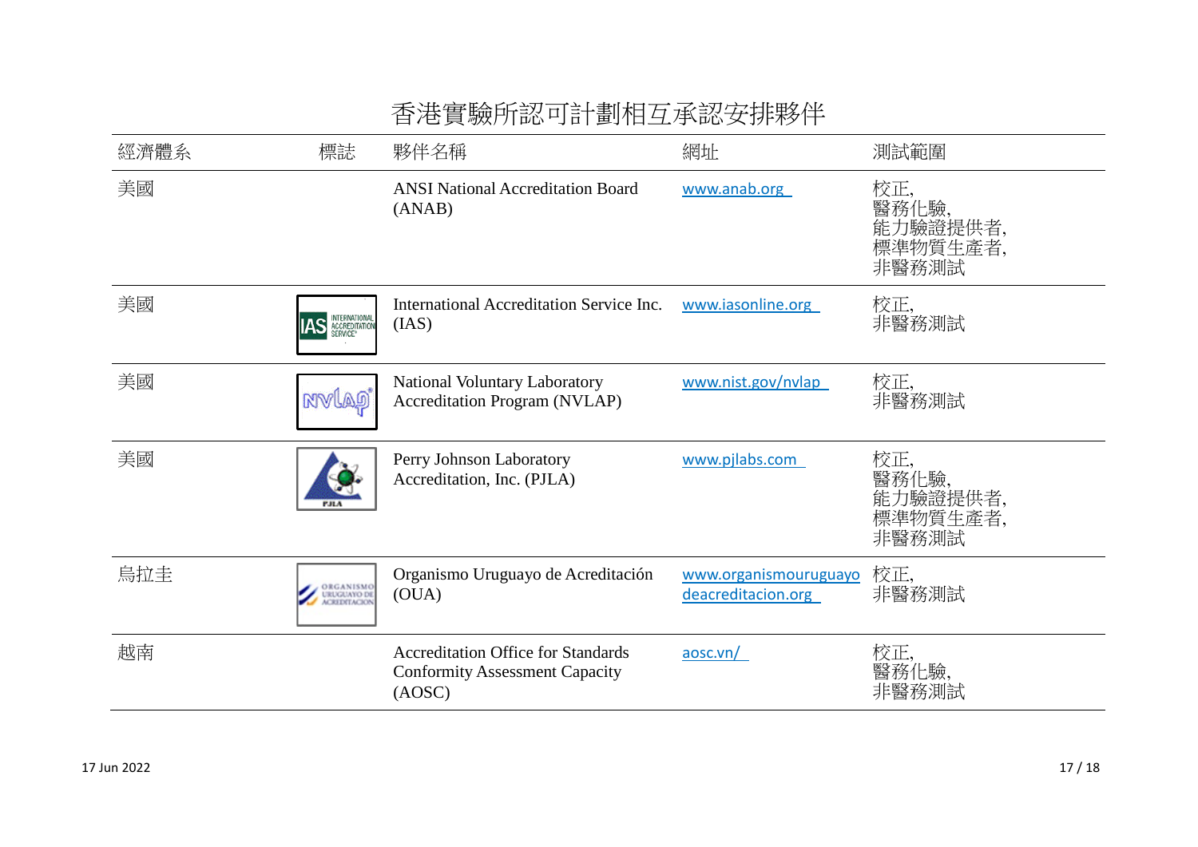# 香港實驗所認可計劃相互承認安排夥伴

| 經濟體系 | 標誌 | 夥伴名稱 | 網址 | 測試範圍 |
|---|---|---|---|---|
| 美國 | | ANSI National Accreditation Board (ANAB) | www.anab.org | 校正,<br>醫務化驗,<br>能力驗證提供者,<br>標準物質生產者,<br>非醫務測試 |
| 美國 | | International Accreditation Service Inc. (IAS) | www.iasonline.org | 校正,<br>非醫務測試 |
| 美國 | | National Voluntary Laboratory Accreditation Program (NVLAP) | www.nist.gov/nvlap | 校正,<br>非醫務測試 |
| 美國 | | Perry Johnson Laboratory Accreditation, Inc. (PJLA) | www.pjlabs.com | 校正,<br>醫務化驗,<br>能力驗證提供者,<br>標準物質生產者,<br>非醫務測試 |
| 烏拉圭 | | Organismo Uruguayo de Acreditación (OUA) | www.organismouruguayodeacreditacion.org | 校正,<br>非醫務測試 |
| 越南 | | Accreditation Office for Standards Conformity Assessment Capacity (AOSC) | aosc.vn/ | 校正,<br>醫務化驗,<br>非醫務測試 |

17 Jun 2022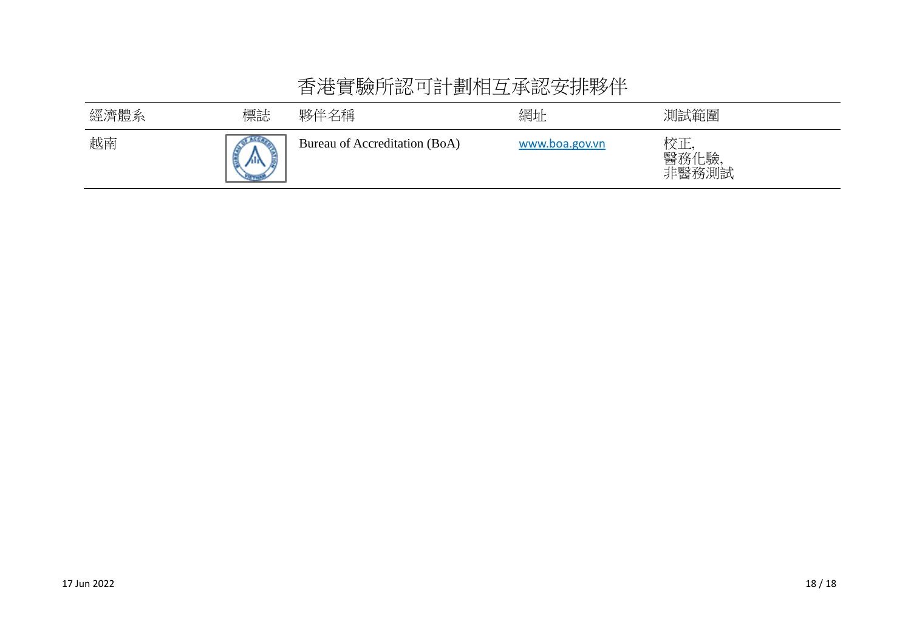# 香港實驗所認可計劃相互承認安排夥伴

| 經濟體系 | 標誌 | 夥伴名稱 | 網址 | 測試範圍 |
|---|---|---|---|---|
| 越南 | | Bureau of Accreditation (BoA) | www.boa.gov.vn | 校正,<br>醫務化驗,<br>非醫務測試 |